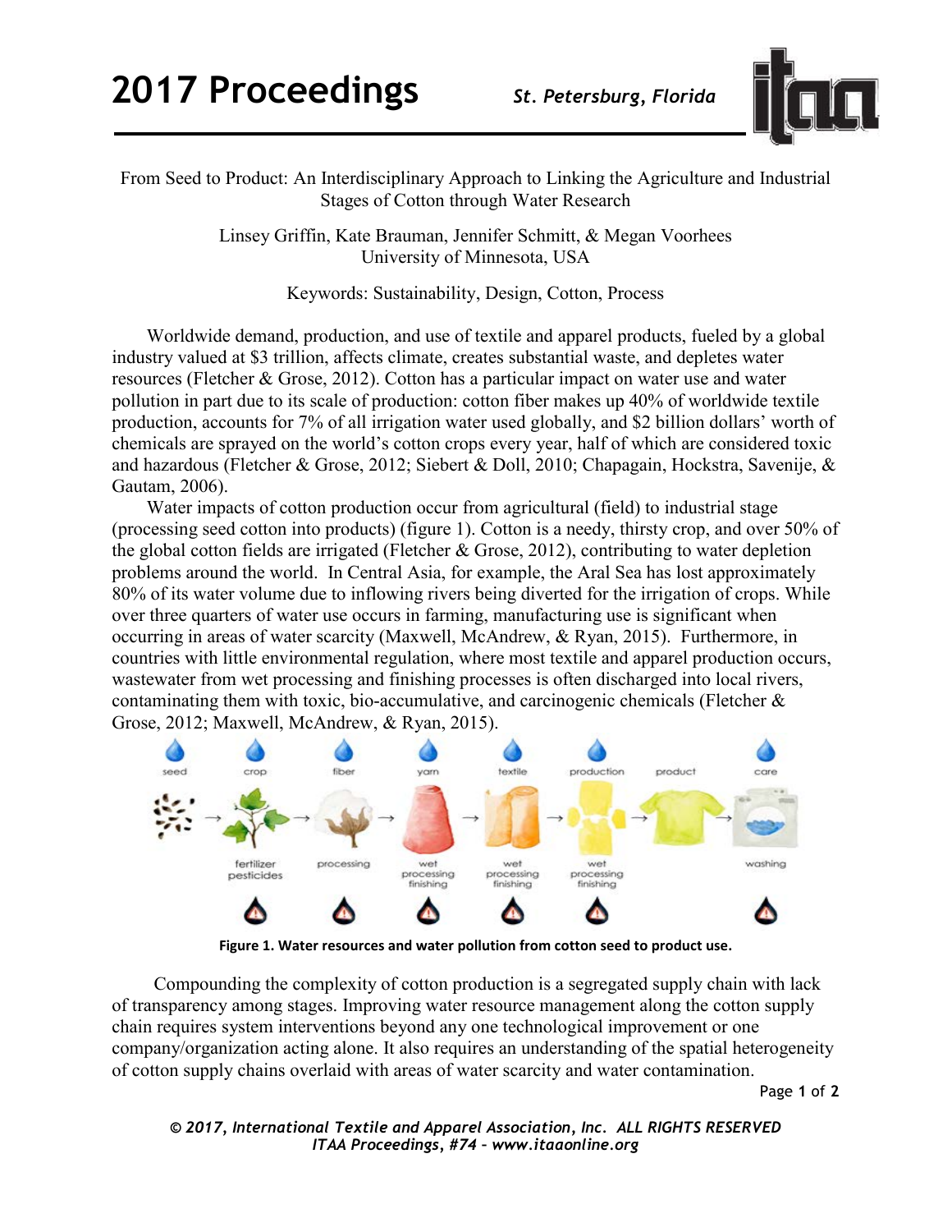# From Seed to Product: An Interdisciplinary Approach to Linking the Agriculture and Industrial Stages of Cotton through Water Research

Linsey Griffin, Kate Brauman, Jennifer Schmitt, & Megan Voorhees
University of Minnesota, USA

Keywords: Sustainability, Design, Cotton, Process

Worldwide demand, production, and use of textile and apparel products, fueled by a global industry valued at $3 trillion, affects climate, creates substantial waste, and depletes water resources (Fletcher & Grose, 2012). Cotton has a particular impact on water use and water pollution in part due to its scale of production: cotton fiber makes up 40% of worldwide textile production, accounts for 7% of all irrigation water used globally, and $2 billion dollars' worth of chemicals are sprayed on the world's cotton crops every year, half of which are considered toxic and hazardous (Fletcher & Grose, 2012; Siebert & Doll, 2010; Chapagain, Hockstra, Savenije, & Gautam, 2006).

Water impacts of cotton production occur from agricultural (field) to industrial stage (processing seed cotton into products) (figure 1). Cotton is a needy, thirsty crop, and over 50% of the global cotton fields are irrigated (Fletcher & Grose, 2012), contributing to water depletion problems around the world. In Central Asia, for example, the Aral Sea has lost approximately 80% of its water volume due to inflowing rivers being diverted for the irrigation of crops. While over three quarters of water use occurs in farming, manufacturing use is significant when occurring in areas of water scarcity (Maxwell, McAndrew, & Ryan, 2015). Furthermore, in countries with little environmental regulation, where most textile and apparel production occurs, wastewater from wet processing and finishing processes is often discharged into local rivers, contaminating them with toxic, bio-accumulative, and carcinogenic chemicals (Fletcher & Grose, 2012; Maxwell, McAndrew, & Ryan, 2015).

**Figure 1. Water resources and water pollution from cotton seed to product use.**

Compounding the complexity of cotton production is a segregated supply chain with lack of transparency among stages. Improving water resource management along the cotton supply chain requires system interventions beyond any one technological improvement or one company/organization acting alone. It also requires an understanding of the spatial heterogeneity of cotton supply chains overlaid with areas of water scarcity and water contamination.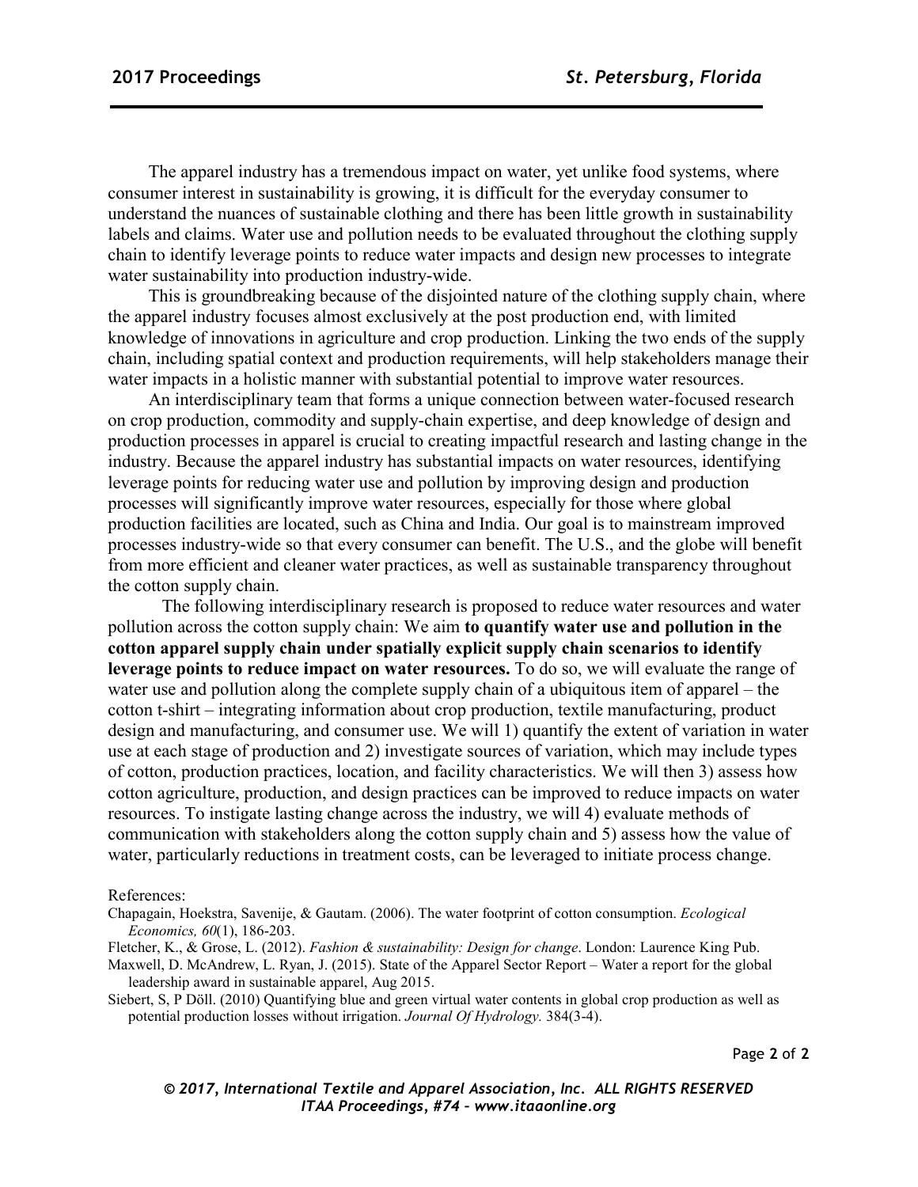The apparel industry has a tremendous impact on water, yet unlike food systems, where consumer interest in sustainability is growing, it is difficult for the everyday consumer to understand the nuances of sustainable clothing and there has been little growth in sustainability labels and claims. Water use and pollution needs to be evaluated throughout the clothing supply chain to identify leverage points to reduce water impacts and design new processes to integrate water sustainability into production industry-wide.

This is groundbreaking because of the disjointed nature of the clothing supply chain, where the apparel industry focuses almost exclusively at the post production end, with limited knowledge of innovations in agriculture and crop production. Linking the two ends of the supply chain, including spatial context and production requirements, will help stakeholders manage their water impacts in a holistic manner with substantial potential to improve water resources.

An interdisciplinary team that forms a unique connection between water-focused research on crop production, commodity and supply-chain expertise, and deep knowledge of design and production processes in apparel is crucial to creating impactful research and lasting change in the industry. Because the apparel industry has substantial impacts on water resources, identifying leverage points for reducing water use and pollution by improving design and production processes will significantly improve water resources, especially for those where global production facilities are located, such as China and India. Our goal is to mainstream improved processes industry-wide so that every consumer can benefit. The U.S., and the globe will benefit from more efficient and cleaner water practices, as well as sustainable transparency throughout the cotton supply chain.

The following interdisciplinary research is proposed to reduce water resources and water pollution across the cotton supply chain: We aim **to quantify water use and pollution in the cotton apparel supply chain under spatially explicit supply chain scenarios to identify leverage points to reduce impact on water resources.** To do so, we will evaluate the range of water use and pollution along the complete supply chain of a ubiquitous item of apparel – the cotton t-shirt – integrating information about crop production, textile manufacturing, product design and manufacturing, and consumer use. We will 1) quantify the extent of variation in water use at each stage of production and 2) investigate sources of variation, which may include types of cotton, production practices, location, and facility characteristics. We will then 3) assess how cotton agriculture, production, and design practices can be improved to reduce impacts on water resources. To instigate lasting change across the industry, we will 4) evaluate methods of communication with stakeholders along the cotton supply chain and 5) assess how the value of water, particularly reductions in treatment costs, can be leveraged to initiate process change.

References:

Chapagain, Hoekstra, Savenije, & Gautam. (2006). The water footprint of cotton consumption. *Ecological Economics, 60*(1), 186-203.

Fletcher, K., & Grose, L. (2012). *Fashion & sustainability: Design for change*. London: Laurence King Pub.

Maxwell, D. McAndrew, L. Ryan, J. (2015). State of the Apparel Sector Report – Water a report for the global leadership award in sustainable apparel, Aug 2015.

Siebert, S, P Döll. (2010) Quantifying blue and green virtual water contents in global crop production as well as potential production losses without irrigation. *Journal Of Hydrology.* 384(3-4).